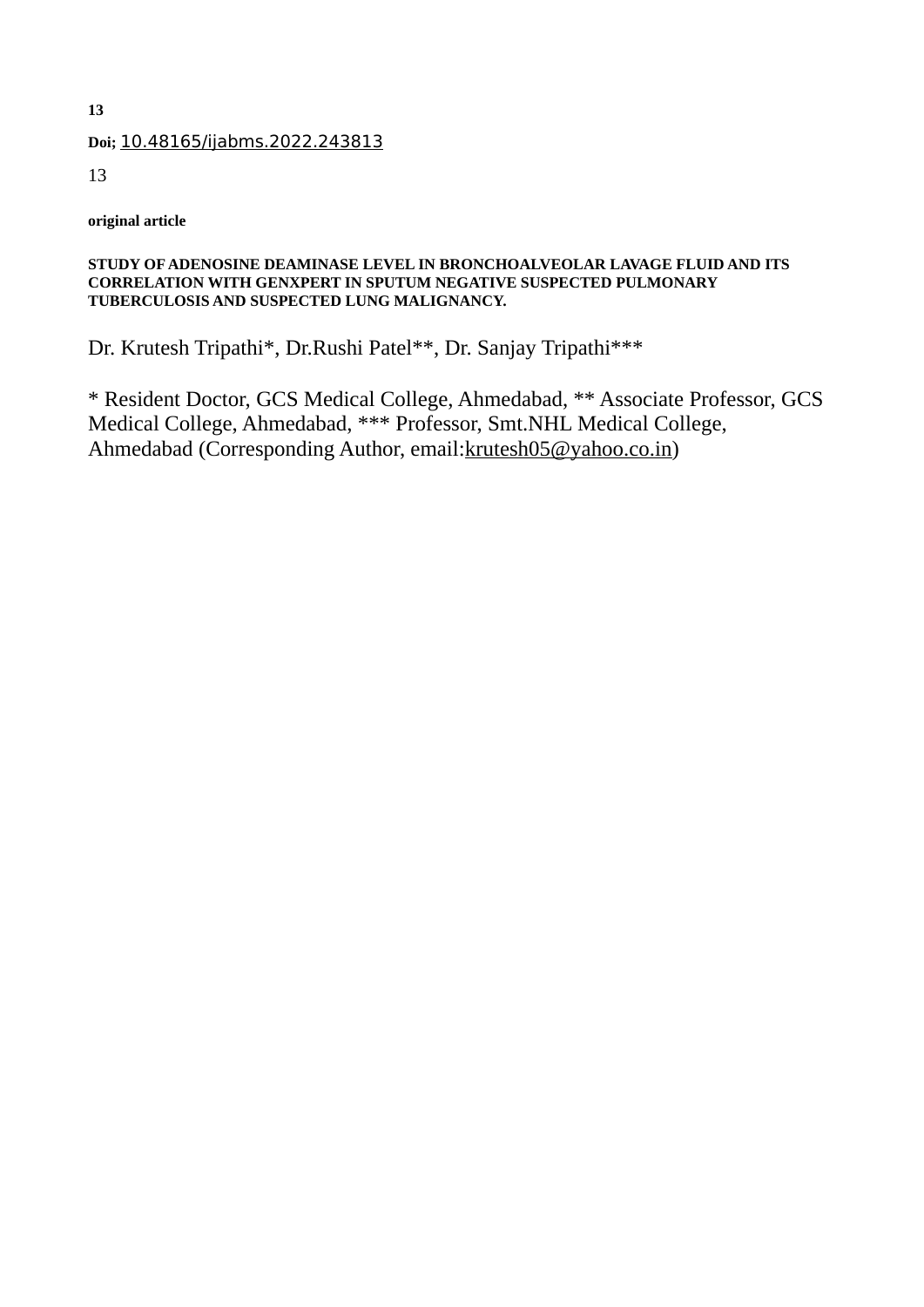**Doi;** 10.48165/ijabms.2022.243813

**original article**

# STUDY OF ADENOSINE DEAMINASE LEVEL IN BRONCHOALVEOLAR LAVAGE FLUID AND ITS CORRELATION WITH GENXPERT IN SPUTUM NEGATIVE SUSPECTED PULMONARY TUBERCULOSIS AND SUSPECTED LUNG MALIGNANCY.

Dr. Krutesh Tripathi*, Dr.Rushi Patel**, Dr. Sanjay Tripathi***

* Resident Doctor, GCS Medical College, Ahmedabad, ** Associate Professor, GCS Medical College, Ahmedabad, *** Professor, Smt.NHL Medical College, Ahmedabad (Corresponding Author, email:krutesh05@yahoo.co.in)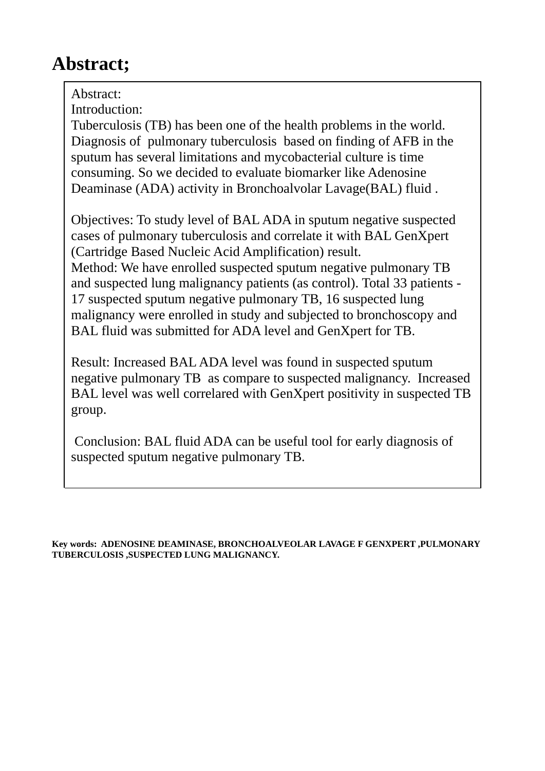# Abstract;

Abstract:

Introduction:

Tuberculosis (TB) has been one of the health problems in the world. Diagnosis of pulmonary tuberculosis based on finding of AFB in the sputum has several limitations and mycobacterial culture is time consuming. So we decided to evaluate biomarker like Adenosine Deaminase (ADA) activity in Bronchoalvolar Lavage(BAL) fluid .

Objectives: To study level of BAL ADA in sputum negative suspected cases of pulmonary tuberculosis and correlate it with BAL GenXpert (Cartridge Based Nucleic Acid Amplification) result.

Method: We have enrolled suspected sputum negative pulmonary TB and suspected lung malignancy patients (as control). Total 33 patients - 17 suspected sputum negative pulmonary TB, 16 suspected lung malignancy were enrolled in study and subjected to bronchoscopy and BAL fluid was submitted for ADA level and GenXpert for TB.

Result: Increased BAL ADA level was found in suspected sputum negative pulmonary TB as compare to suspected malignancy. Increased BAL level was well correlared with GenXpert positivity in suspected TB group.

Conclusion: BAL fluid ADA can be useful tool for early diagnosis of suspected sputum negative pulmonary TB.

**Key words: ADENOSINE DEAMINASE, BRONCHOALVEOLAR LAVAGE F GENXPERT ,PULMONARY TUBERCULOSIS ,SUSPECTED LUNG MALIGNANCY.**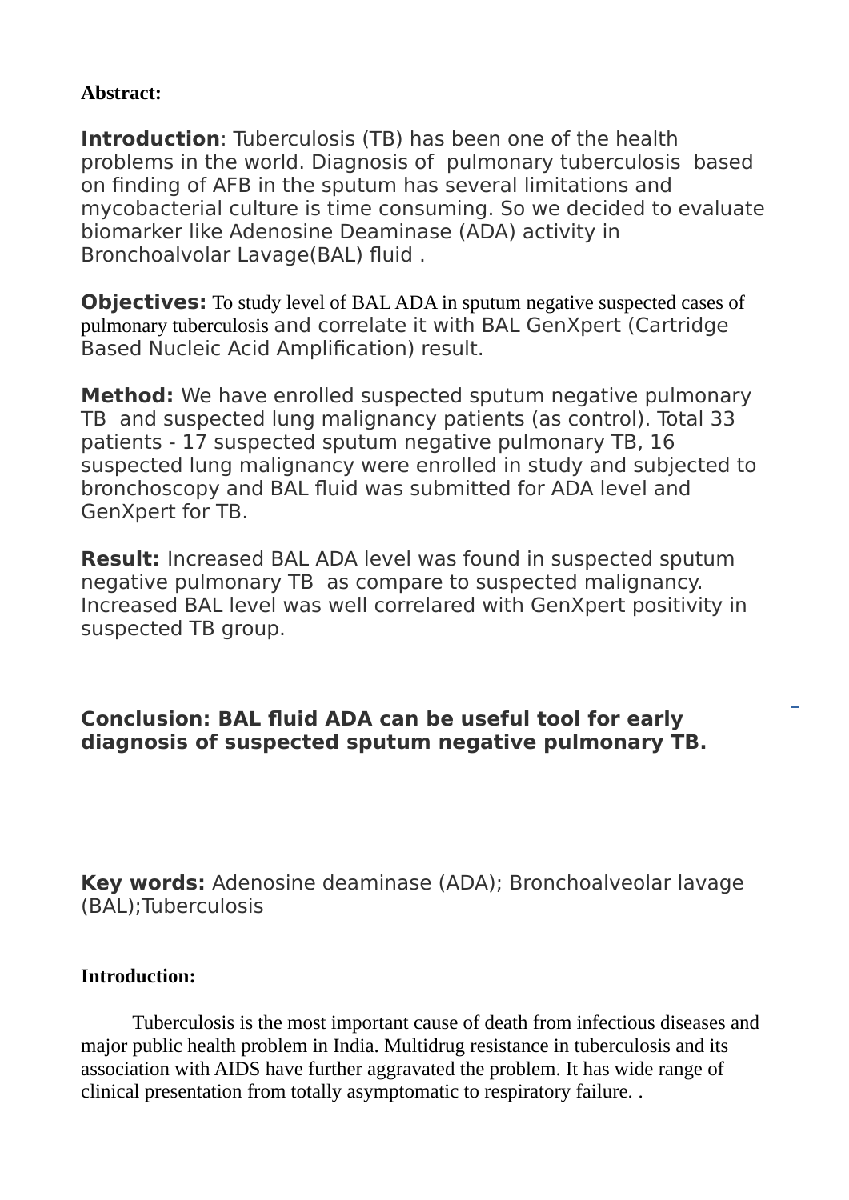**Abstract:**

**Introduction**: Tuberculosis (TB) has been one of the health problems in the world. Diagnosis of pulmonary tuberculosis based on finding of AFB in the sputum has several limitations and mycobacterial culture is time consuming. So we decided to evaluate biomarker like Adenosine Deaminase (ADA) activity in Bronchoalvolar Lavage(BAL) fluid .

**Objectives:** To study level of BAL ADA in sputum negative suspected cases of pulmonary tuberculosis and correlate it with BAL GenXpert (Cartridge Based Nucleic Acid Amplification) result.

**Method:** We have enrolled suspected sputum negative pulmonary TB and suspected lung malignancy patients (as control). Total 33 patients - 17 suspected sputum negative pulmonary TB, 16 suspected lung malignancy were enrolled in study and subjected to bronchoscopy and BAL fluid was submitted for ADA level and GenXpert for TB.

**Result:** Increased BAL ADA level was found in suspected sputum negative pulmonary TB as compare to suspected malignancy. Increased BAL level was well correlared with GenXpert positivity in suspected TB group.

**Conclusion: BAL fluid ADA can be useful tool for early diagnosis of suspected sputum negative pulmonary TB.**

**Key words:** Adenosine deaminase (ADA); Bronchoalveolar lavage (BAL);Tuberculosis

**Introduction:**

Tuberculosis is the most important cause of death from infectious diseases and major public health problem in India. Multidrug resistance in tuberculosis and its association with AIDS have further aggravated the problem. It has wide range of clinical presentation from totally asymptomatic to respiratory failure. .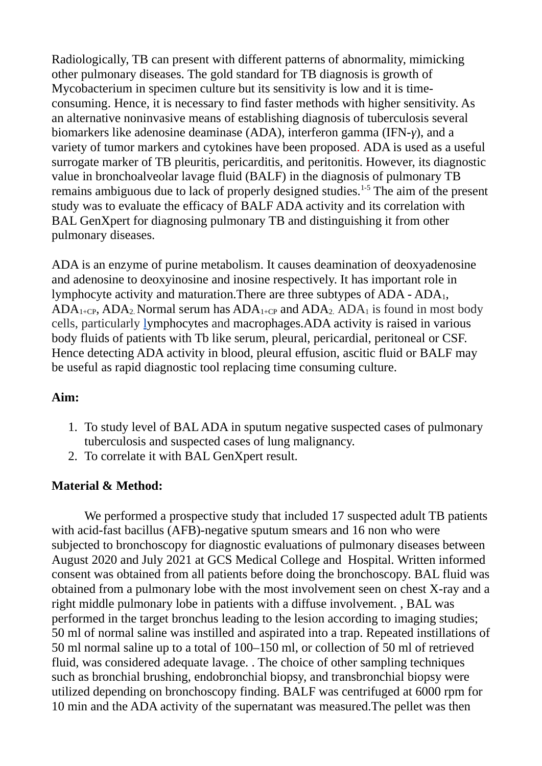Radiologically, TB can present with different patterns of abnormality, mimicking other pulmonary diseases. The gold standard for TB diagnosis is growth of Mycobacterium in specimen culture but its sensitivity is low and it is time-consuming. Hence, it is necessary to find faster methods with higher sensitivity. As an alternative noninvasive means of establishing diagnosis of tuberculosis several biomarkers like adenosine deaminase (ADA), interferon gamma (IFN-γ), and a variety of tumor markers and cytokines have been proposed. ADA is used as a useful surrogate marker of TB pleuritis, pericarditis, and peritonitis. However, its diagnostic value in bronchoalveolar lavage fluid (BALF) in the diagnosis of pulmonary TB remains ambiguous due to lack of properly designed studies.[1-5] The aim of the present study was to evaluate the efficacy of BALF ADA activity and its correlation with BAL GenXpert for diagnosing pulmonary TB and distinguishing it from other pulmonary diseases.

ADA is an enzyme of purine metabolism. It causes deamination of deoxyadenosine and adenosine to deoxyinosine and inosine respectively. It has important role in lymphocyte activity and maturation.There are three subtypes of ADA - $ADA_1$, $ADA_{1+CP}$, $ADA_2$. Normal serum has $ADA_{1+CP}$ and $ADA_2$. $ADA_1$ is found in most body cells, particularly lymphocytes and macrophages.ADA activity is raised in various body fluids of patients with Tb like serum, pleural, pericardial, peritoneal or CSF. Hence detecting ADA activity in blood, pleural effusion, ascitic fluid or BALF may be useful as rapid diagnostic tool replacing time consuming culture.

**Aim:**

1. To study level of BAL ADA in sputum negative suspected cases of pulmonary tuberculosis and suspected cases of lung malignancy.
2. To correlate it with BAL GenXpert result.

**Material & Method:**

We performed a prospective study that included 17 suspected adult TB patients with acid-fast bacillus (AFB)-negative sputum smears and 16 non who were subjected to bronchoscopy for diagnostic evaluations of pulmonary diseases between August 2020 and July 2021 at GCS Medical College and Hospital. Written informed consent was obtained from all patients before doing the bronchoscopy. BAL fluid was obtained from a pulmonary lobe with the most involvement seen on chest X-ray and a right middle pulmonary lobe in patients with a diffuse involvement. , BAL was performed in the target bronchus leading to the lesion according to imaging studies; 50 ml of normal saline was instilled and aspirated into a trap. Repeated instillations of 50 ml normal saline up to a total of 100–150 ml, or collection of 50 ml of retrieved fluid, was considered adequate lavage. . The choice of other sampling techniques such as bronchial brushing, endobronchial biopsy, and transbronchial biopsy were utilized depending on bronchoscopy finding. BALF was centrifuged at 6000 rpm for 10 min and the ADA activity of the supernatant was measured.The pellet was then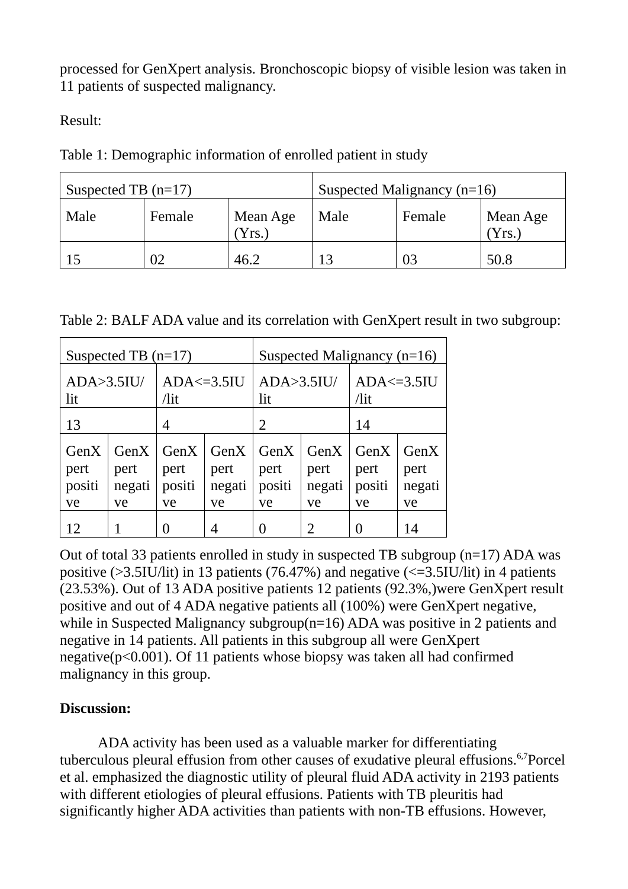processed for GenXpert analysis. Bronchoscopic biopsy of visible lesion was taken in 11 patients of suspected malignancy.

Result:

Table 1: Demographic information of enrolled patient in study

| Suspected TB (n=17) | | | Suspected Malignancy (n=16) | | |
|---|---|---|---|---|---|
| Male | Female | Mean Age (Yrs.) | Male | Female | Mean Age (Yrs.) |
| 15 | 02 | 46.2 | 13 | 03 | 50.8 |

Table 2: BALF ADA value and its correlation with GenXpert result in two subgroup:

| Suspected TB (n=17) | | | | Suspected Malignancy (n=16) | | | |
|---|---|---|---|---|---|---|---|
| ADA>3.5IU/lit | | ADA<=3.5IU/lit | | ADA>3.5IU/lit | | ADA<=3.5IU/lit | |
| 13 | | 4 | | 2 | | 14 | |
| GenXpert positive | GenXpert negative | GenXpert positive | GenXpert negative | GenXpert positive | GenXpert negative | GenXpert positive | GenXpert negative |
| 12 | 1 | 0 | 4 | 0 | 2 | 0 | 14 |

Out of total 33 patients enrolled in study in suspected TB subgroup (n=17) ADA was positive (>3.5IU/lit) in 13 patients (76.47%) and negative (<=3.5IU/lit) in 4 patients (23.53%). Out of 13 ADA positive patients 12 patients (92.3%,)were GenXpert result positive and out of 4 ADA negative patients all (100%) were GenXpert negative, while in Suspected Malignancy subgroup(n=16) ADA was positive in 2 patients and negative in 14 patients. All patients in this subgroup all were GenXpert negative($p<0.001$). Of 11 patients whose biopsy was taken all had confirmed malignancy in this group.

**Discussion:**

ADA activity has been used as a valuable marker for differentiating tuberculous pleural effusion from other causes of exudative pleural effusions.[6,7] Porcel et al. emphasized the diagnostic utility of pleural fluid ADA activity in 2193 patients with different etiologies of pleural effusions. Patients with TB pleuritis had significantly higher ADA activities than patients with non-TB effusions. However,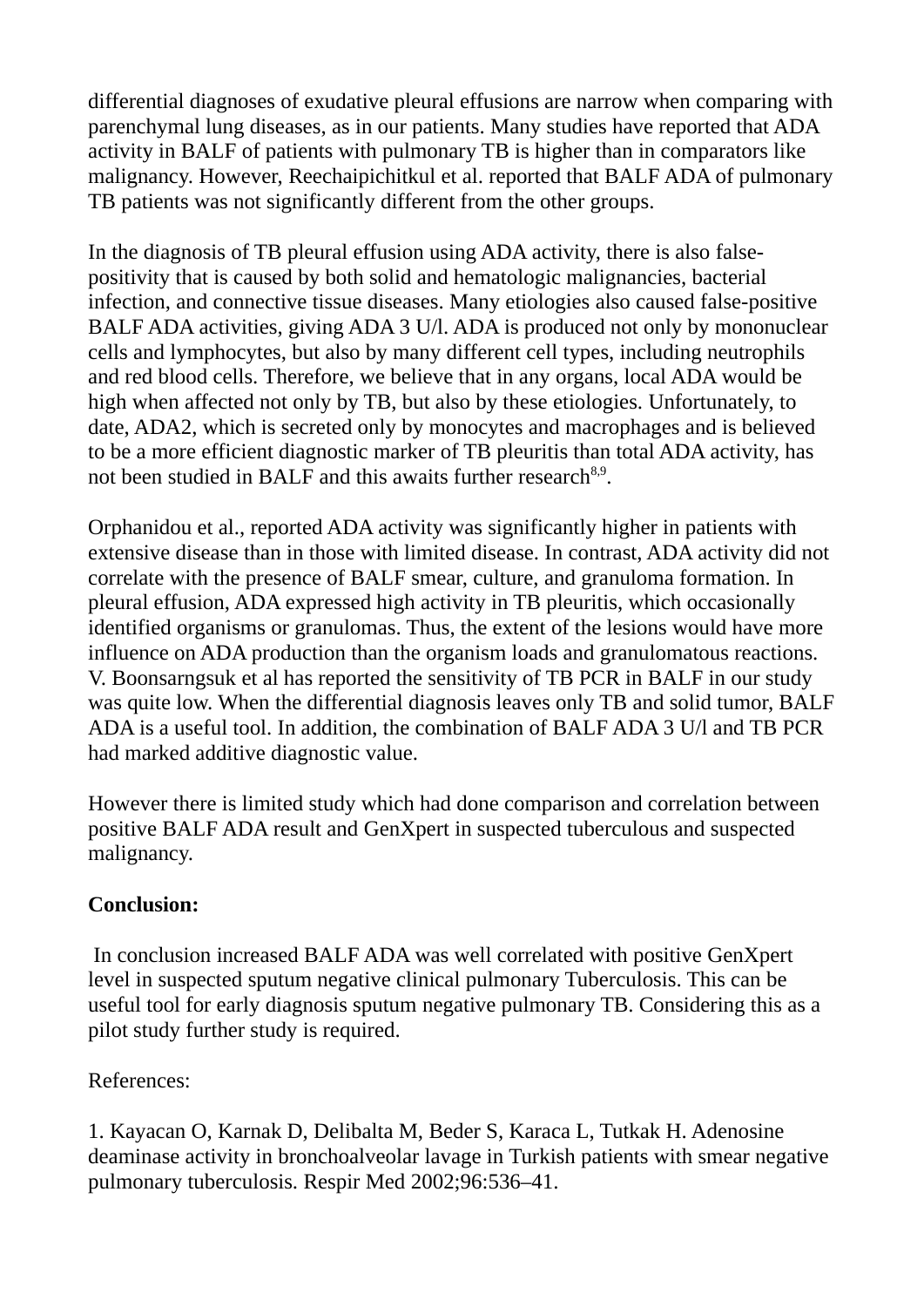differential diagnoses of exudative pleural effusions are narrow when comparing with parenchymal lung diseases, as in our patients. Many studies have reported that ADA activity in BALF of patients with pulmonary TB is higher than in comparators like malignancy. However, Reechaipichitkul et al. reported that BALF ADA of pulmonary TB patients was not significantly different from the other groups.

In the diagnosis of TB pleural effusion using ADA activity, there is also false-positivity that is caused by both solid and hematologic malignancies, bacterial infection, and connective tissue diseases. Many etiologies also caused false-positive BALF ADA activities, giving ADA 3 U/l. ADA is produced not only by mononuclear cells and lymphocytes, but also by many different cell types, including neutrophils and red blood cells. Therefore, we believe that in any organs, local ADA would be high when affected not only by TB, but also by these etiologies. Unfortunately, to date, ADA2, which is secreted only by monocytes and macrophages and is believed to be a more efficient diagnostic marker of TB pleuritis than total ADA activity, has not been studied in BALF and this awaits further research[8,9].

Orphanidou et al., reported ADA activity was significantly higher in patients with extensive disease than in those with limited disease. In contrast, ADA activity did not correlate with the presence of BALF smear, culture, and granuloma formation. In pleural effusion, ADA expressed high activity in TB pleuritis, which occasionally identified organisms or granulomas. Thus, the extent of the lesions would have more influence on ADA production than the organism loads and granulomatous reactions. V. Boonsarngsuk et al has reported the sensitivity of TB PCR in BALF in our study was quite low. When the differential diagnosis leaves only TB and solid tumor, BALF ADA is a useful tool. In addition, the combination of BALF ADA 3 U/l and TB PCR had marked additive diagnostic value.

However there is limited study which had done comparison and correlation between positive BALF ADA result and GenXpert in suspected tuberculous and suspected malignancy.

**Conclusion:**

In conclusion increased BALF ADA was well correlated with positive GenXpert level in suspected sputum negative clinical pulmonary Tuberculosis. This can be useful tool for early diagnosis sputum negative pulmonary TB. Considering this as a pilot study further study is required.

References:

1. Kayacan O, Karnak D, Delibalta M, Beder S, Karaca L, Tutkak H. Adenosine deaminase activity in bronchoalveolar lavage in Turkish patients with smear negative pulmonary tuberculosis. Respir Med 2002;96:536–41.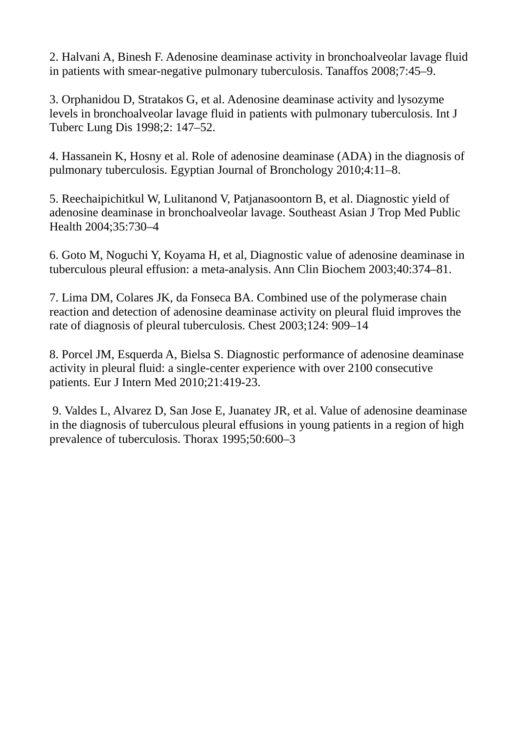2. Halvani A, Binesh F. Adenosine deaminase activity in bronchoalveolar lavage fluid in patients with smear-negative pulmonary tuberculosis. Tanaffos 2008;7:45–9.

3. Orphanidou D, Stratakos G, et al. Adenosine deaminase activity and lysozyme levels in bronchoalveolar lavage fluid in patients with pulmonary tuberculosis. Int J Tuberc Lung Dis 1998;2: 147–52.

4. Hassanein K, Hosny et al. Role of adenosine deaminase (ADA) in the diagnosis of pulmonary tuberculosis. Egyptian Journal of Bronchology 2010;4:11–8.

5. Reechaipichitkul W, Lulitanond V, Patjanasoontorn B, et al. Diagnostic yield of adenosine deaminase in bronchoalveolar lavage. Southeast Asian J Trop Med Public Health 2004;35:730–4

6. Goto M, Noguchi Y, Koyama H, et al, Diagnostic value of adenosine deaminase in tuberculous pleural effusion: a meta-analysis. Ann Clin Biochem 2003;40:374–81.

7. Lima DM, Colares JK, da Fonseca BA. Combined use of the polymerase chain reaction and detection of adenosine deaminase activity on pleural fluid improves the rate of diagnosis of pleural tuberculosis. Chest 2003;124: 909–14

8. Porcel JM, Esquerda A, Bielsa S. Diagnostic performance of adenosine deaminase activity in pleural fluid: a single-center experience with over 2100 consecutive patients. Eur J Intern Med 2010;21:419-23.

9. Valdes L, Alvarez D, San Jose E, Juanatey JR, et al. Value of adenosine deaminase in the diagnosis of tuberculous pleural effusions in young patients in a region of high prevalence of tuberculosis. Thorax 1995;50:600–3